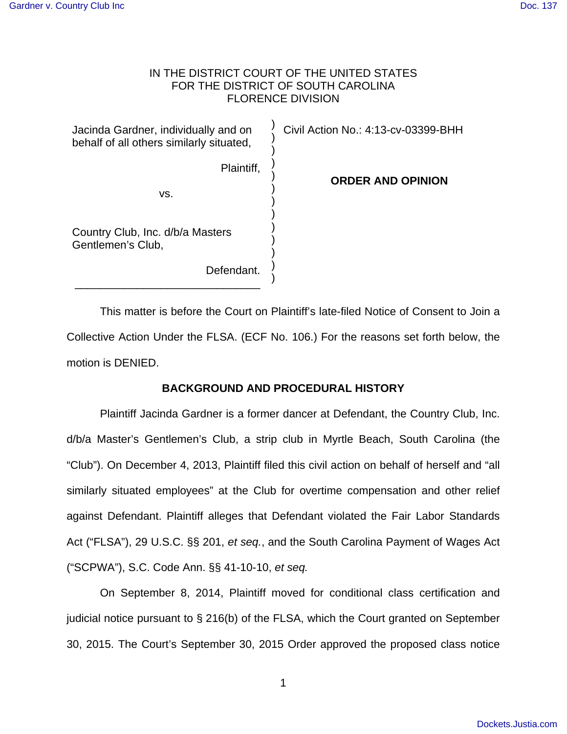IN THE DISTRICT COURT OF THE UNITED STATES
FOR THE DISTRICT OF SOUTH CAROLINA
FLORENCE DIVISION

Jacinda Gardner, individually and on behalf of all others similarly situated,

Plaintiff,

vs.

Country Club, Inc. d/b/a Masters Gentlemen's Club,

Defendant.

Civil Action No.: 4:13-cv-03399-BHH

**ORDER AND OPINION**

This matter is before the Court on Plaintiff's late-filed Notice of Consent to Join a Collective Action Under the FLSA. (ECF No. 106.) For the reasons set forth below, the motion is DENIED.

**BACKGROUND AND PROCEDURAL HISTORY**

Plaintiff Jacinda Gardner is a former dancer at Defendant, the Country Club, Inc. d/b/a Master's Gentlemen's Club, a strip club in Myrtle Beach, South Carolina (the "Club"). On December 4, 2013, Plaintiff filed this civil action on behalf of herself and "all similarly situated employees" at the Club for overtime compensation and other relief against Defendant. Plaintiff alleges that Defendant violated the Fair Labor Standards Act ("FLSA"), 29 U.S.C. §§ 201, *et seq.*, and the South Carolina Payment of Wages Act ("SCPWA"), S.C. Code Ann. §§ 41-10-10, *et seq.*

On September 8, 2014, Plaintiff moved for conditional class certification and judicial notice pursuant to § 216(b) of the FLSA, which the Court granted on September 30, 2015. The Court's September 30, 2015 Order approved the proposed class notice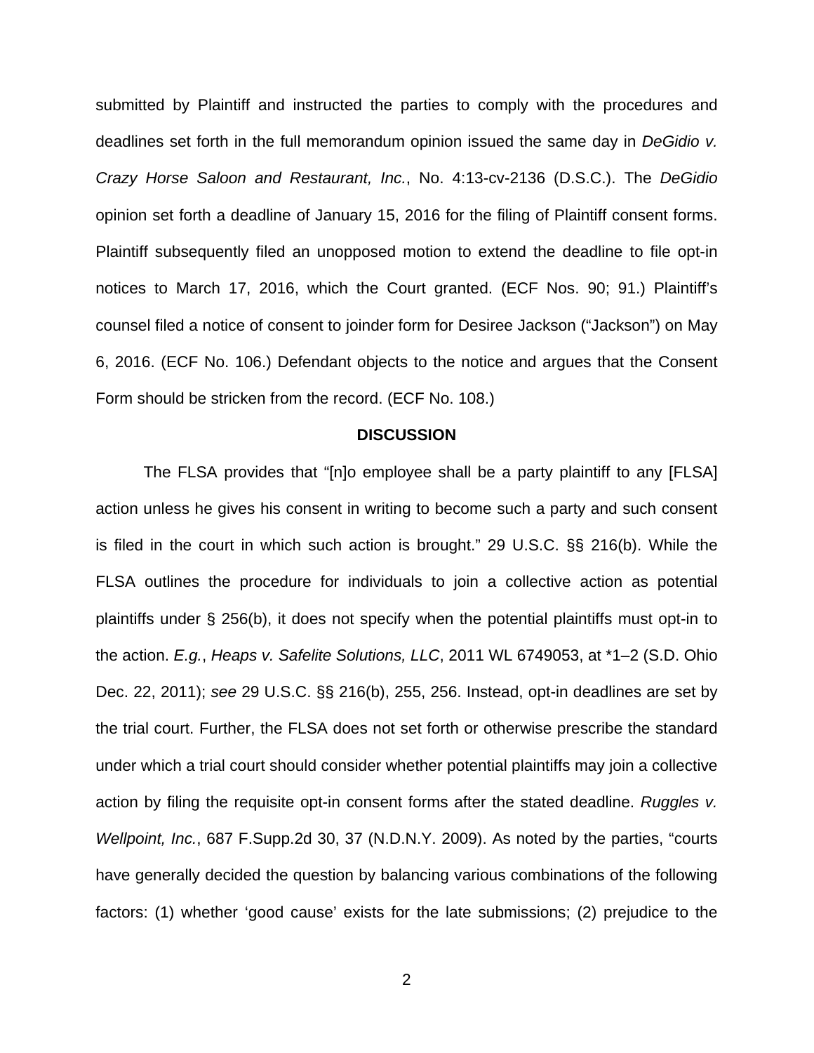submitted by Plaintiff and instructed the parties to comply with the procedures and deadlines set forth in the full memorandum opinion issued the same day in *DeGidio v. Crazy Horse Saloon and Restaurant, Inc.*, No. 4:13-cv-2136 (D.S.C.). The *DeGidio* opinion set forth a deadline of January 15, 2016 for the filing of Plaintiff consent forms. Plaintiff subsequently filed an unopposed motion to extend the deadline to file opt-in notices to March 17, 2016, which the Court granted. (ECF Nos. 90; 91.) Plaintiff's counsel filed a notice of consent to joinder form for Desiree Jackson ("Jackson") on May 6, 2016. (ECF No. 106.) Defendant objects to the notice and argues that the Consent Form should be stricken from the record. (ECF No. 108.)

**DISCUSSION**

The FLSA provides that "[n]o employee shall be a party plaintiff to any [FLSA] action unless he gives his consent in writing to become such a party and such consent is filed in the court in which such action is brought." 29 U.S.C. §§ 216(b). While the FLSA outlines the procedure for individuals to join a collective action as potential plaintiffs under § 256(b), it does not specify when the potential plaintiffs must opt-in to the action. *E.g.*, *Heaps v. Safelite Solutions, LLC*, 2011 WL 6749053, at *1–2 (S.D. Ohio Dec. 22, 2011); *see* 29 U.S.C. §§ 216(b), 255, 256. Instead, opt-in deadlines are set by the trial court. Further, the FLSA does not set forth or otherwise prescribe the standard under which a trial court should consider whether potential plaintiffs may join a collective action by filing the requisite opt-in consent forms after the stated deadline. *Ruggles v. Wellpoint, Inc.*, 687 F.Supp.2d 30, 37 (N.D.N.Y. 2009). As noted by the parties, "courts have generally decided the question by balancing various combinations of the following factors: (1) whether 'good cause' exists for the late submissions; (2) prejudice to the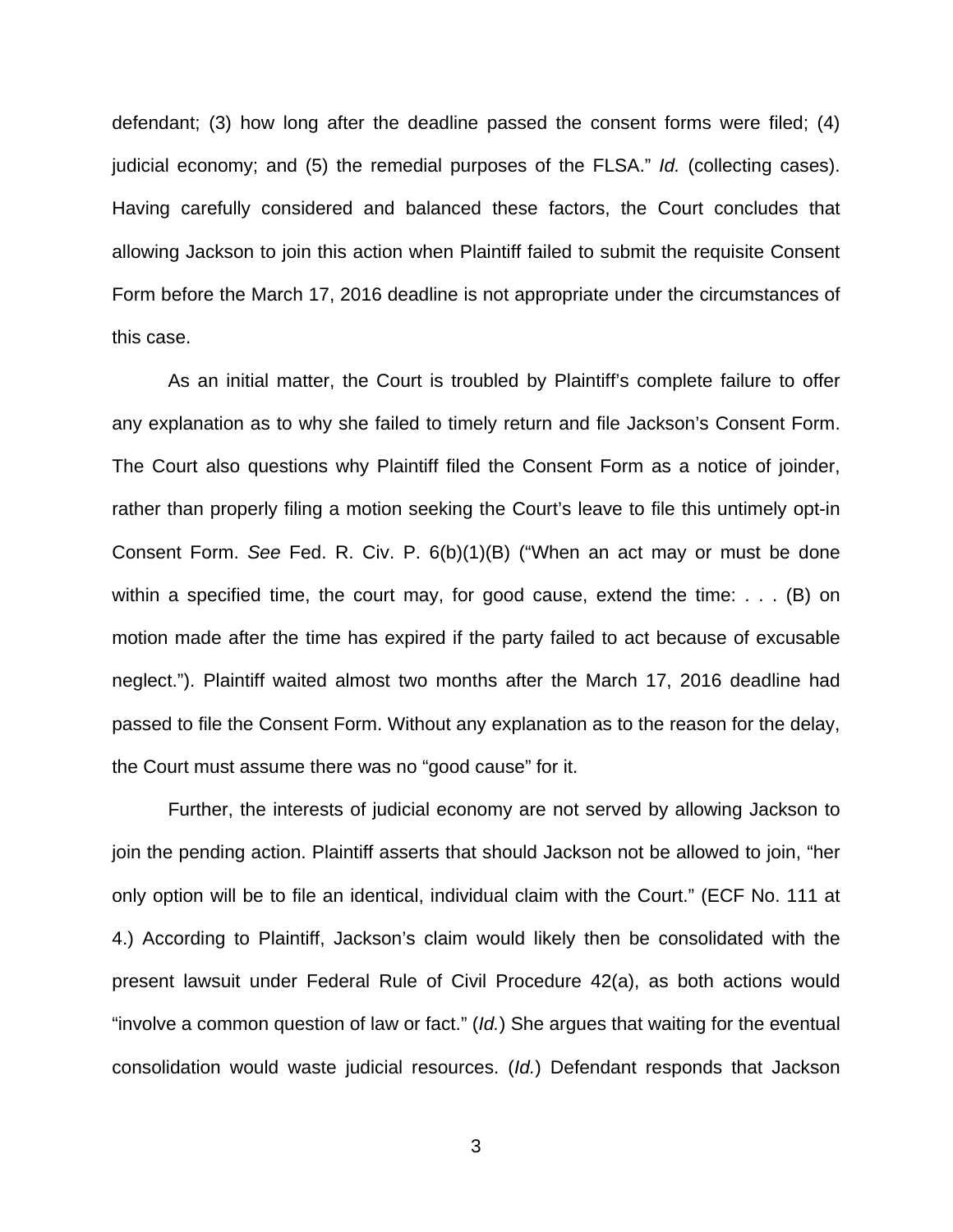defendant; (3) how long after the deadline passed the consent forms were filed; (4) judicial economy; and (5) the remedial purposes of the FLSA." *Id.* (collecting cases). Having carefully considered and balanced these factors, the Court concludes that allowing Jackson to join this action when Plaintiff failed to submit the requisite Consent Form before the March 17, 2016 deadline is not appropriate under the circumstances of this case.

As an initial matter, the Court is troubled by Plaintiff's complete failure to offer any explanation as to why she failed to timely return and file Jackson's Consent Form. The Court also questions why Plaintiff filed the Consent Form as a notice of joinder, rather than properly filing a motion seeking the Court's leave to file this untimely opt-in Consent Form. *See* Fed. R. Civ. P. 6(b)(1)(B) ("When an act may or must be done within a specified time, the court may, for good cause, extend the time: . . . (B) on motion made after the time has expired if the party failed to act because of excusable neglect."). Plaintiff waited almost two months after the March 17, 2016 deadline had passed to file the Consent Form. Without any explanation as to the reason for the delay, the Court must assume there was no "good cause" for it.

Further, the interests of judicial economy are not served by allowing Jackson to join the pending action. Plaintiff asserts that should Jackson not be allowed to join, "her only option will be to file an identical, individual claim with the Court." (ECF No. 111 at 4.) According to Plaintiff, Jackson's claim would likely then be consolidated with the present lawsuit under Federal Rule of Civil Procedure 42(a), as both actions would "involve a common question of law or fact." (*Id.*) She argues that waiting for the eventual consolidation would waste judicial resources. (*Id.*) Defendant responds that Jackson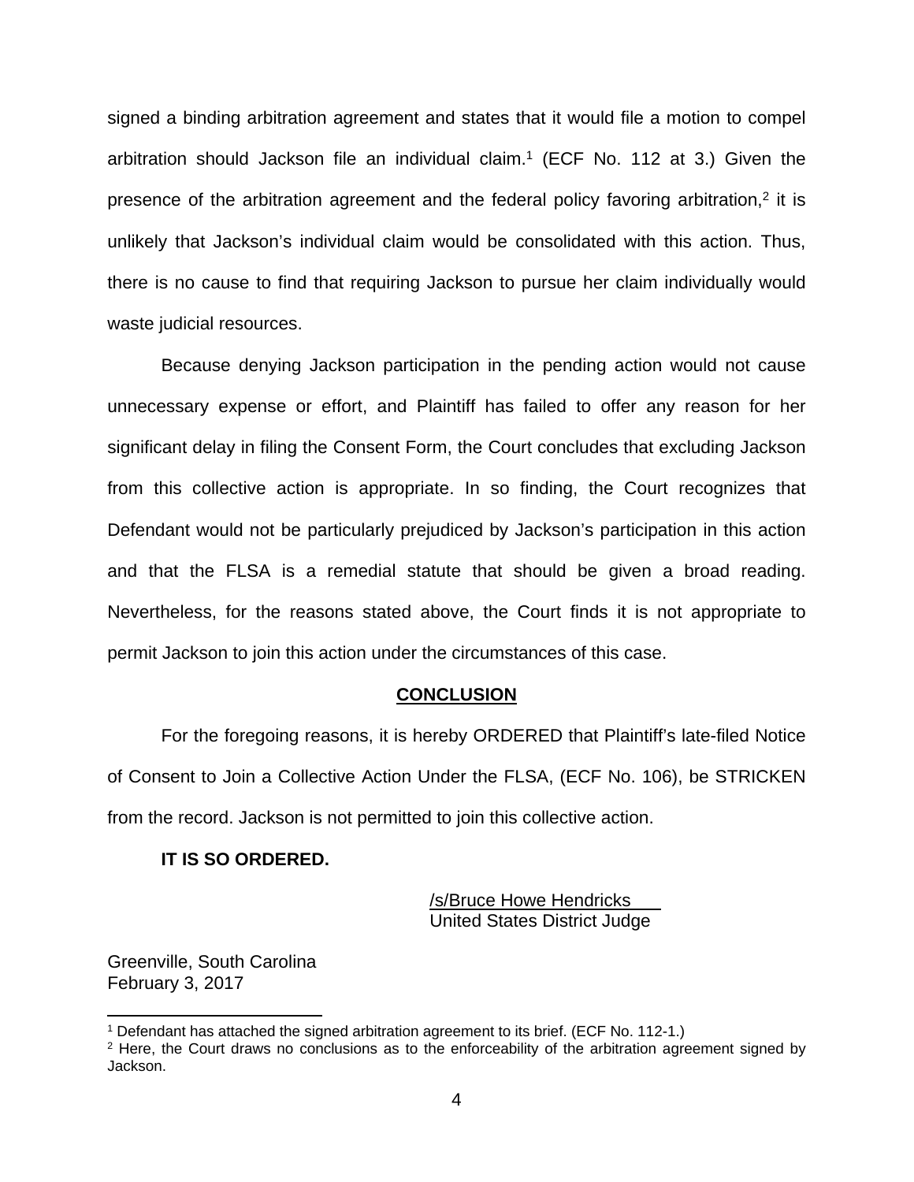signed a binding arbitration agreement and states that it would file a motion to compel arbitration should Jackson file an individual claim.[1] (ECF No. 112 at 3.) Given the presence of the arbitration agreement and the federal policy favoring arbitration,[2] it is unlikely that Jackson's individual claim would be consolidated with this action. Thus, there is no cause to find that requiring Jackson to pursue her claim individually would waste judicial resources.

Because denying Jackson participation in the pending action would not cause unnecessary expense or effort, and Plaintiff has failed to offer any reason for her significant delay in filing the Consent Form, the Court concludes that excluding Jackson from this collective action is appropriate. In so finding, the Court recognizes that Defendant would not be particularly prejudiced by Jackson's participation in this action and that the FLSA is a remedial statute that should be given a broad reading. Nevertheless, for the reasons stated above, the Court finds it is not appropriate to permit Jackson to join this action under the circumstances of this case.

## CONCLUSION

For the foregoing reasons, it is hereby ORDERED that Plaintiff's late-filed Notice of Consent to Join a Collective Action Under the FLSA, (ECF No. 106), be STRICKEN from the record. Jackson is not permitted to join this collective action.

**IT IS SO ORDERED.**

/s/Bruce Howe Hendricks
United States District Judge

Greenville, South Carolina
February 3, 2017

[1] Defendant has attached the signed arbitration agreement to its brief. (ECF No. 112-1.)

[2] Here, the Court draws no conclusions as to the enforceability of the arbitration agreement signed by Jackson.